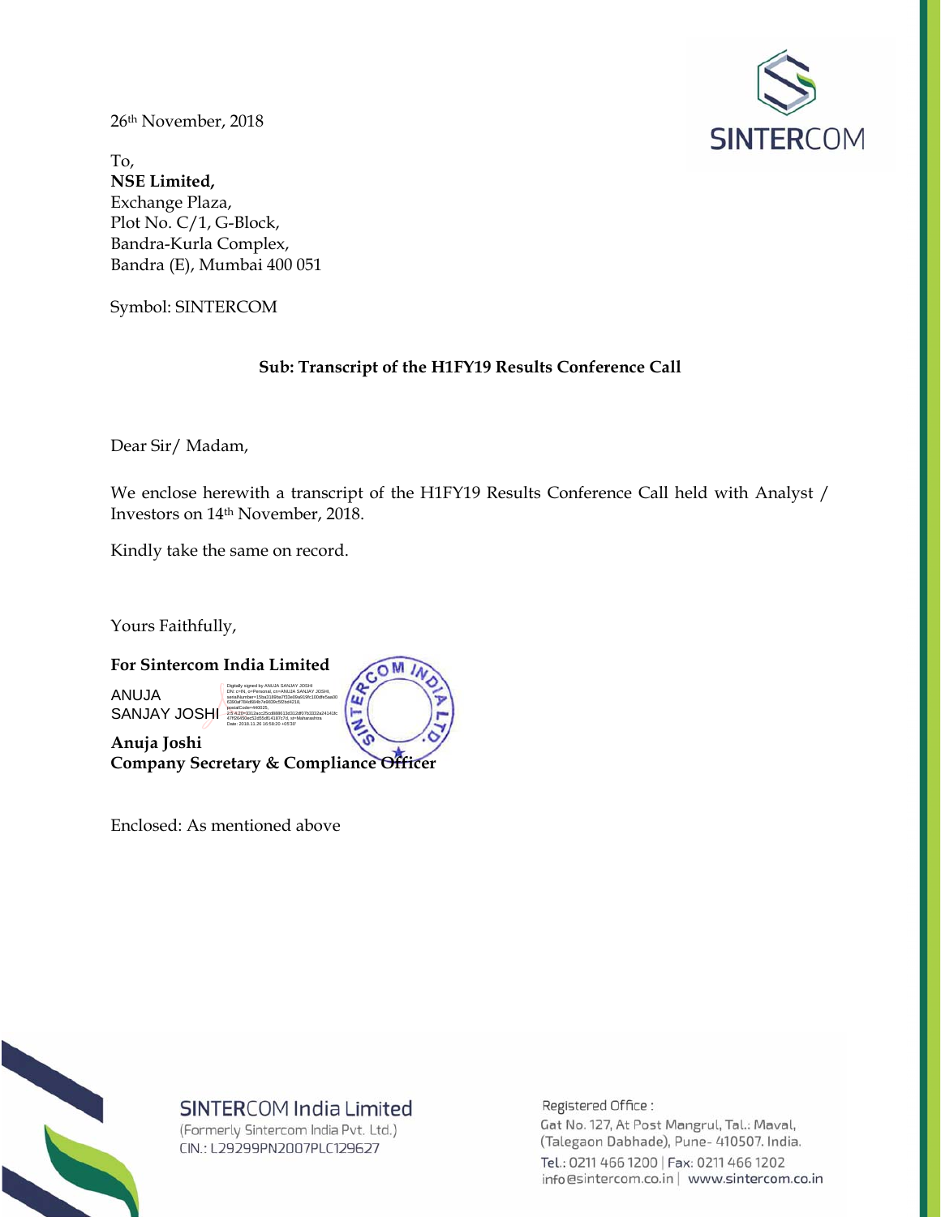26th November, 2018

To,
**NSE Limited,**
Exchange Plaza,
Plot No. C/1, G-Block,
Bandra-Kurla Complex,
Bandra (E), Mumbai 400 051

Symbol: SINTERCOM

**Sub: Transcript of the H1FY19 Results Conference Call**

Dear Sir/ Madam,

We enclose herewith a transcript of the H1FY19 Results Conference Call held with Analyst / Investors on 14th November, 2018.

Kindly take the same on record.

Yours Faithfully,

**For Sintercom India Limited**

ANUJA SANJAY JOSHI

**Anuja Joshi**
**Company Secretary & Compliance Officer**

Enclosed: As mentioned above

SINTERCOM India Limited
(Formerly Sintercom India Pvt. Ltd.)
CIN.: L29299PN2007PLC129627

Registered Office :
Gat No. 127, At Post Mangrul, Tal.: Maval,
(Talegaon Dabhade), Pune- 410507. India.
Tel.: 0211 466 1200 | Fax: 0211 466 1202
info@sintercom.co.in | www.sintercom.co.in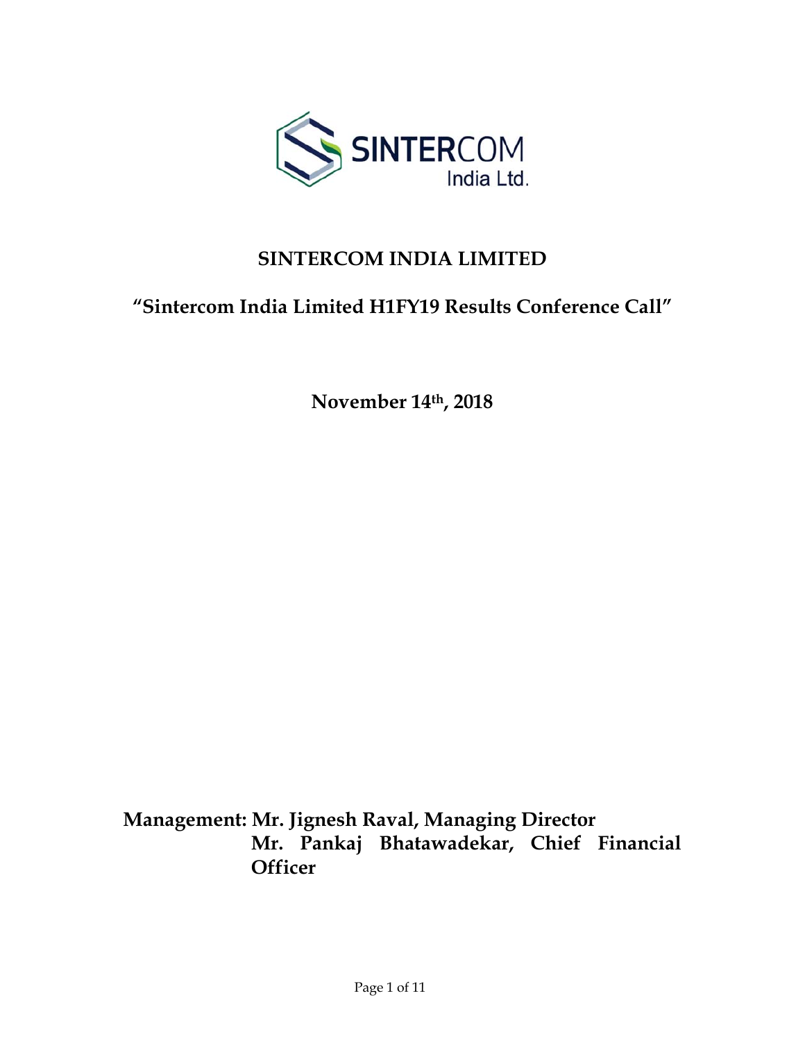# SINTERCOM INDIA LIMITED

## "Sintercom India Limited H1FY19 Results Conference Call"

**November 14th, 2018**

**Management: Mr. Jignesh Raval, Managing Director**
**Mr. Pankaj Bhatawadekar, Chief Financial Officer**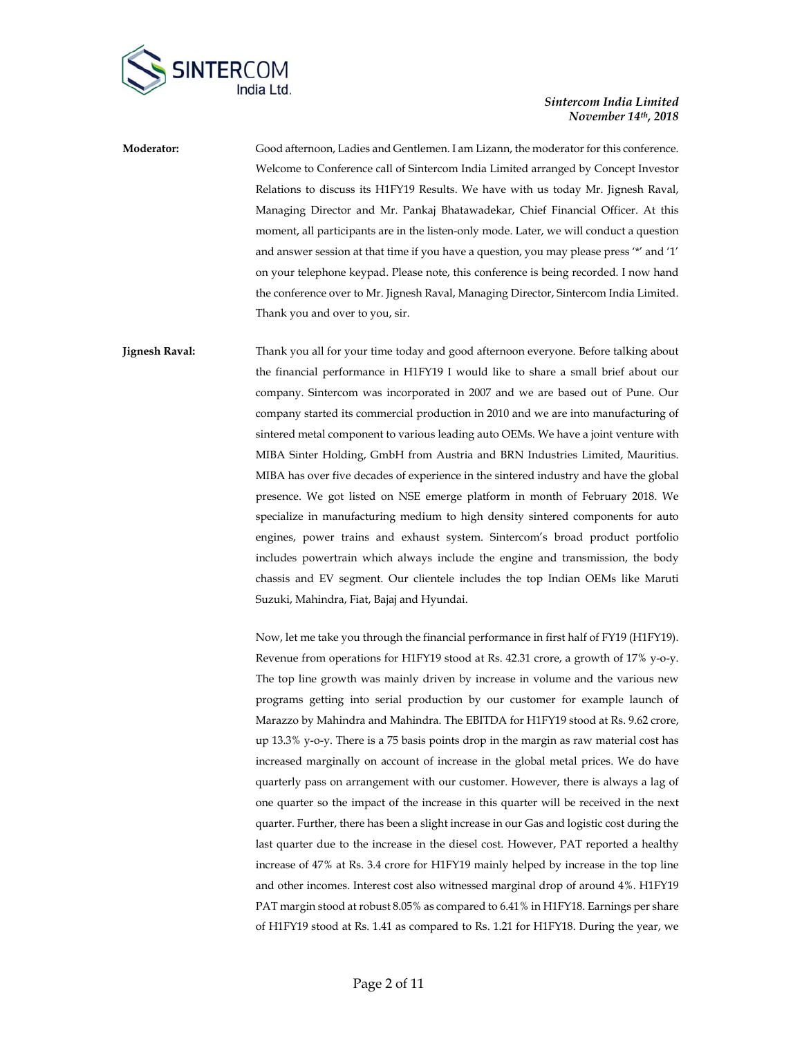**Moderator:** Good afternoon, Ladies and Gentlemen. I am Lizann, the moderator for this conference. Welcome to Conference call of Sintercom India Limited arranged by Concept Investor Relations to discuss its H1FY19 Results. We have with us today Mr. Jignesh Raval, Managing Director and Mr. Pankaj Bhatawadekar, Chief Financial Officer. At this moment, all participants are in the listen-only mode. Later, we will conduct a question and answer session at that time if you have a question, you may please press '*' and '1' on your telephone keypad. Please note, this conference is being recorded. I now hand the conference over to Mr. Jignesh Raval, Managing Director, Sintercom India Limited. Thank you and over to you, sir.

**Jignesh Raval:** Thank you all for your time today and good afternoon everyone. Before talking about the financial performance in H1FY19 I would like to share a small brief about our company. Sintercom was incorporated in 2007 and we are based out of Pune. Our company started its commercial production in 2010 and we are into manufacturing of sintered metal component to various leading auto OEMs. We have a joint venture with MIBA Sinter Holding, GmbH from Austria and BRN Industries Limited, Mauritius. MIBA has over five decades of experience in the sintered industry and have the global presence. We got listed on NSE emerge platform in month of February 2018. We specialize in manufacturing medium to high density sintered components for auto engines, power trains and exhaust system. Sintercom's broad product portfolio includes powertrain which always include the engine and transmission, the body chassis and EV segment. Our clientele includes the top Indian OEMs like Maruti Suzuki, Mahindra, Fiat, Bajaj and Hyundai.

Now, let me take you through the financial performance in first half of FY19 (H1FY19). Revenue from operations for H1FY19 stood at Rs. 42.31 crore, a growth of 17% y-o-y. The top line growth was mainly driven by increase in volume and the various new programs getting into serial production by our customer for example launch of Marazzo by Mahindra and Mahindra. The EBITDA for H1FY19 stood at Rs. 9.62 crore, up 13.3% y-o-y. There is a 75 basis points drop in the margin as raw material cost has increased marginally on account of increase in the global metal prices. We do have quarterly pass on arrangement with our customer. However, there is always a lag of one quarter so the impact of the increase in this quarter will be received in the next quarter. Further, there has been a slight increase in our Gas and logistic cost during the last quarter due to the increase in the diesel cost. However, PAT reported a healthy increase of 47% at Rs. 3.4 crore for H1FY19 mainly helped by increase in the top line and other incomes. Interest cost also witnessed marginal drop of around 4%. H1FY19 PAT margin stood at robust 8.05% as compared to 6.41% in H1FY18. Earnings per share of H1FY19 stood at Rs. 1.41 as compared to Rs. 1.21 for H1FY18. During the year, we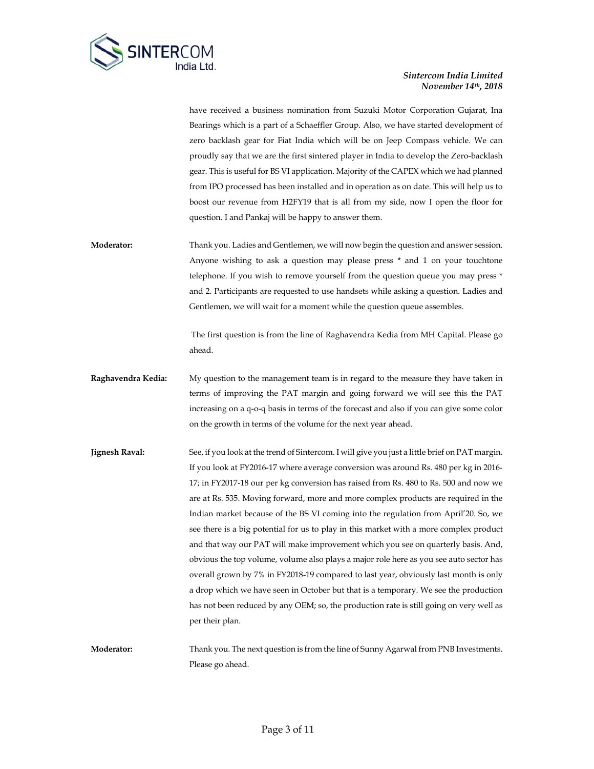have received a business nomination from Suzuki Motor Corporation Gujarat, Ina Bearings which is a part of a Schaeffler Group. Also, we have started development of zero backlash gear for Fiat India which will be on Jeep Compass vehicle. We can proudly say that we are the first sintered player in India to develop the Zero-backlash gear. This is useful for BS VI application. Majority of the CAPEX which we had planned from IPO processed has been installed and in operation as on date. This will help us to boost our revenue from H2FY19 that is all from my side, now I open the floor for question. I and Pankaj will be happy to answer them.

**Moderator:** Thank you. Ladies and Gentlemen, we will now begin the question and answer session. Anyone wishing to ask a question may please press * and 1 on your touchtone telephone. If you wish to remove yourself from the question queue you may press * and 2. Participants are requested to use handsets while asking a question. Ladies and Gentlemen, we will wait for a moment while the question queue assembles.

The first question is from the line of Raghavendra Kedia from MH Capital. Please go ahead.

**Raghavendra Kedia:** My question to the management team is in regard to the measure they have taken in terms of improving the PAT margin and going forward we will see this the PAT increasing on a q-o-q basis in terms of the forecast and also if you can give some color on the growth in terms of the volume for the next year ahead.

**Jignesh Raval:** See, if you look at the trend of Sintercom. I will give you just a little brief on PAT margin. If you look at FY2016-17 where average conversion was around Rs. 480 per kg in 2016-17; in FY2017-18 our per kg conversion has raised from Rs. 480 to Rs. 500 and now we are at Rs. 535. Moving forward, more and more complex products are required in the Indian market because of the BS VI coming into the regulation from April'20. So, we see there is a big potential for us to play in this market with a more complex product and that way our PAT will make improvement which you see on quarterly basis. And, obvious the top volume, volume also plays a major role here as you see auto sector has overall grown by 7% in FY2018-19 compared to last year, obviously last month is only a drop which we have seen in October but that is a temporary. We see the production has not been reduced by any OEM; so, the production rate is still going on very well as per their plan.

**Moderator:** Thank you. The next question is from the line of Sunny Agarwal from PNB Investments. Please go ahead.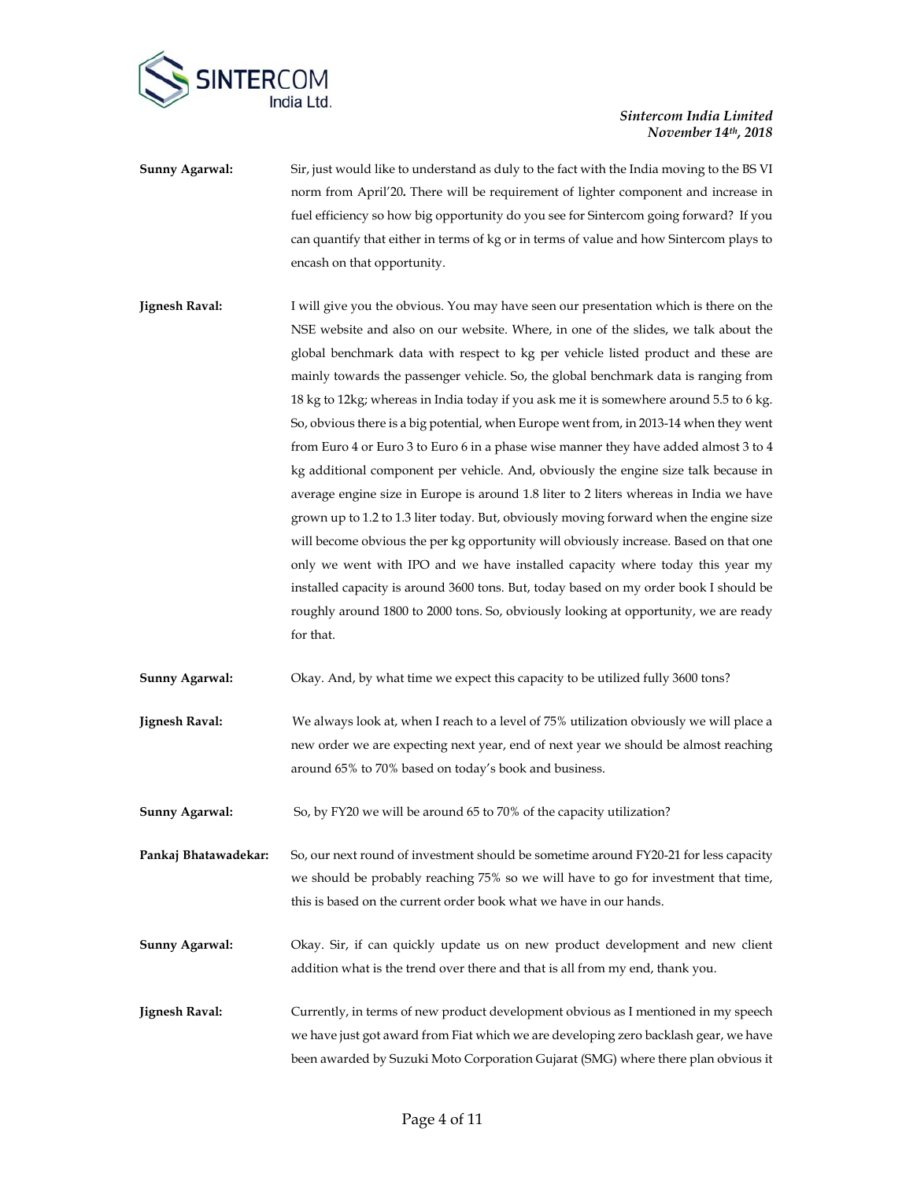**Sunny Agarwal:** Sir, just would like to understand as duly to the fact with the India moving to the BS VI norm from April'20**.** There will be requirement of lighter component and increase in fuel efficiency so how big opportunity do you see for Sintercom going forward? If you can quantify that either in terms of kg or in terms of value and how Sintercom plays to encash on that opportunity.

**Jignesh Raval:** I will give you the obvious. You may have seen our presentation which is there on the NSE website and also on our website. Where, in one of the slides, we talk about the global benchmark data with respect to kg per vehicle listed product and these are mainly towards the passenger vehicle. So, the global benchmark data is ranging from 18 kg to 12kg; whereas in India today if you ask me it is somewhere around 5.5 to 6 kg. So, obvious there is a big potential, when Europe went from, in 2013-14 when they went from Euro 4 or Euro 3 to Euro 6 in a phase wise manner they have added almost 3 to 4 kg additional component per vehicle. And, obviously the engine size talk because in average engine size in Europe is around 1.8 liter to 2 liters whereas in India we have grown up to 1.2 to 1.3 liter today. But, obviously moving forward when the engine size will become obvious the per kg opportunity will obviously increase. Based on that one only we went with IPO and we have installed capacity where today this year my installed capacity is around 3600 tons. But, today based on my order book I should be roughly around 1800 to 2000 tons. So, obviously looking at opportunity, we are ready for that.

**Sunny Agarwal:** Okay. And, by what time we expect this capacity to be utilized fully 3600 tons?

**Jignesh Raval:** We always look at, when I reach to a level of 75% utilization obviously we will place a new order we are expecting next year, end of next year we should be almost reaching around 65% to 70% based on today's book and business.

**Sunny Agarwal:** So, by FY20 we will be around 65 to 70% of the capacity utilization?

**Pankaj Bhatawadekar:** So, our next round of investment should be sometime around FY20-21 for less capacity we should be probably reaching 75% so we will have to go for investment that time, this is based on the current order book what we have in our hands.

**Sunny Agarwal:** Okay. Sir, if can quickly update us on new product development and new client addition what is the trend over there and that is all from my end, thank you.

**Jignesh Raval:** Currently, in terms of new product development obvious as I mentioned in my speech we have just got award from Fiat which we are developing zero backlash gear, we have been awarded by Suzuki Moto Corporation Gujarat (SMG) where there plan obvious it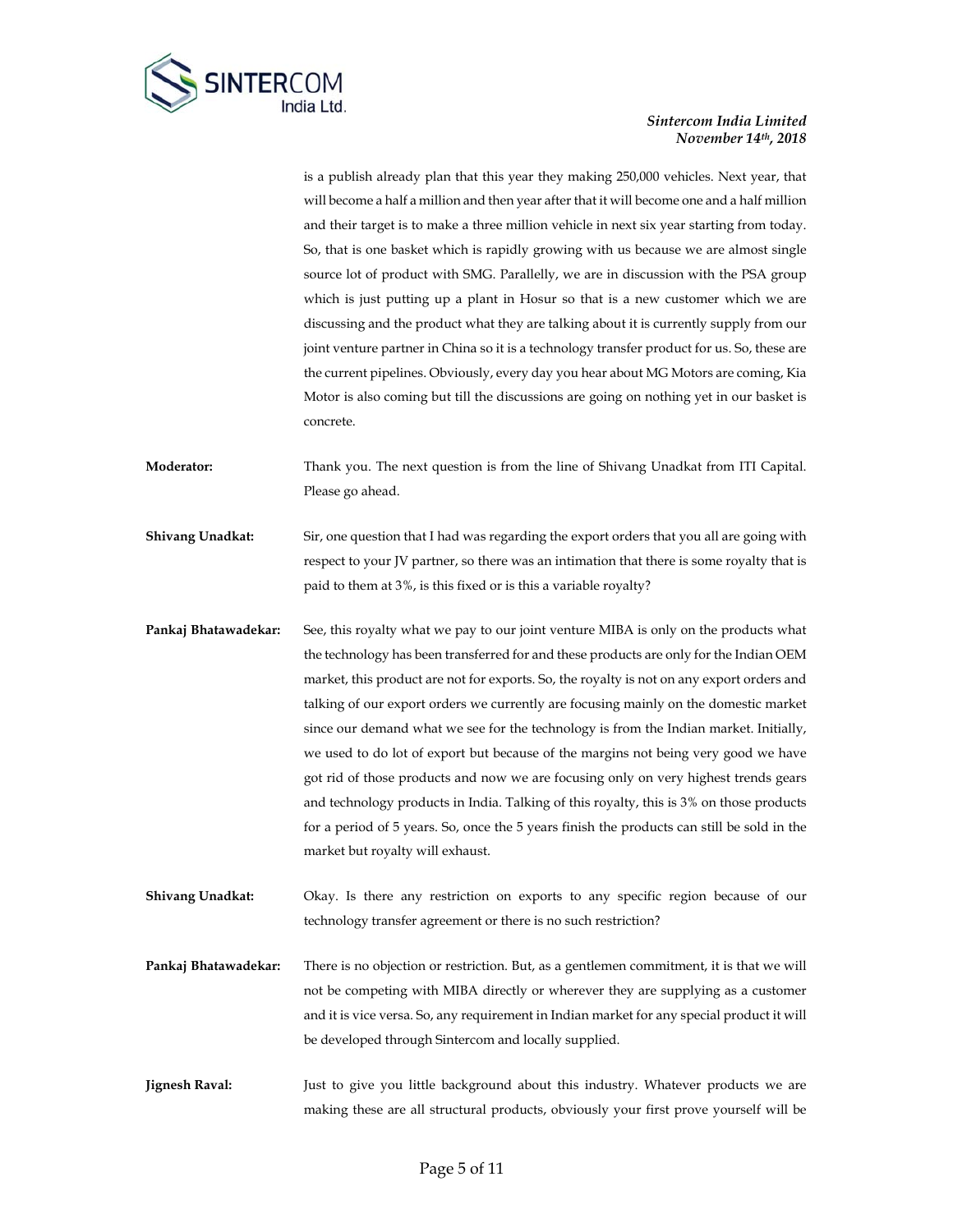is a publish already plan that this year they making 250,000 vehicles. Next year, that will become a half a million and then year after that it will become one and a half million and their target is to make a three million vehicle in next six year starting from today. So, that is one basket which is rapidly growing with us because we are almost single source lot of product with SMG. Parallelly, we are in discussion with the PSA group which is just putting up a plant in Hosur so that is a new customer which we are discussing and the product what they are talking about it is currently supply from our joint venture partner in China so it is a technology transfer product for us. So, these are the current pipelines. Obviously, every day you hear about MG Motors are coming, Kia Motor is also coming but till the discussions are going on nothing yet in our basket is concrete.

**Moderator:** Thank you. The next question is from the line of Shivang Unadkat from ITI Capital. Please go ahead.

**Shivang Unadkat:** Sir, one question that I had was regarding the export orders that you all are going with respect to your JV partner, so there was an intimation that there is some royalty that is paid to them at 3%, is this fixed or is this a variable royalty?

**Pankaj Bhatawadekar:** See, this royalty what we pay to our joint venture MIBA is only on the products what the technology has been transferred for and these products are only for the Indian OEM market, this product are not for exports. So, the royalty is not on any export orders and talking of our export orders we currently are focusing mainly on the domestic market since our demand what we see for the technology is from the Indian market. Initially, we used to do lot of export but because of the margins not being very good we have got rid of those products and now we are focusing only on very highest trends gears and technology products in India. Talking of this royalty, this is 3% on those products for a period of 5 years. So, once the 5 years finish the products can still be sold in the market but royalty will exhaust.

**Shivang Unadkat:** Okay. Is there any restriction on exports to any specific region because of our technology transfer agreement or there is no such restriction?

**Pankaj Bhatawadekar:** There is no objection or restriction. But, as a gentlemen commitment, it is that we will not be competing with MIBA directly or wherever they are supplying as a customer and it is vice versa. So, any requirement in Indian market for any special product it will be developed through Sintercom and locally supplied.

**Jignesh Raval:** Just to give you little background about this industry. Whatever products we are making these are all structural products, obviously your first prove yourself will be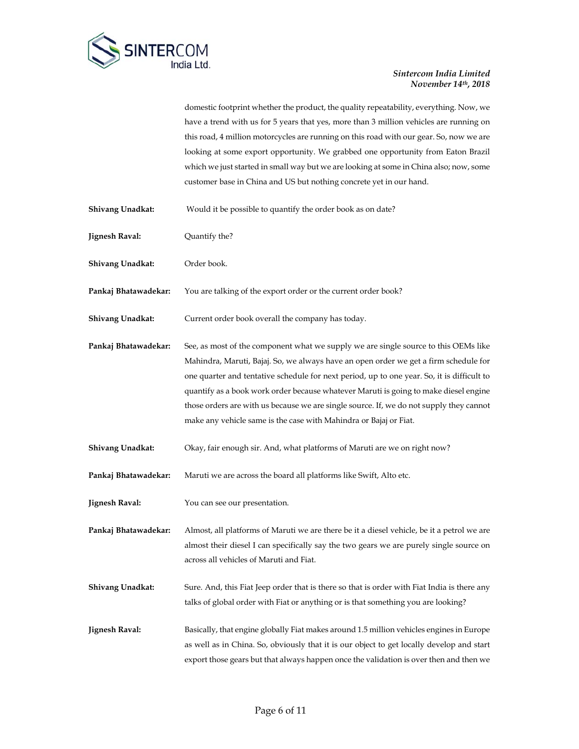domestic footprint whether the product, the quality repeatability, everything. Now, we have a trend with us for 5 years that yes, more than 3 million vehicles are running on this road, 4 million motorcycles are running on this road with our gear. So, now we are looking at some export opportunity. We grabbed one opportunity from Eaton Brazil which we just started in small way but we are looking at some in China also; now, some customer base in China and US but nothing concrete yet in our hand.

**Shivang Unadkat:** Would it be possible to quantify the order book as on date?

**Jignesh Raval:** Quantify the?

**Shivang Unadkat:** Order book.

**Pankaj Bhatawadekar:** You are talking of the export order or the current order book?

**Shivang Unadkat:** Current order book overall the company has today.

**Pankaj Bhatawadekar:** See, as most of the component what we supply we are single source to this OEMs like Mahindra, Maruti, Bajaj. So, we always have an open order we get a firm schedule for one quarter and tentative schedule for next period, up to one year. So, it is difficult to quantify as a book work order because whatever Maruti is going to make diesel engine those orders are with us because we are single source. If, we do not supply they cannot make any vehicle same is the case with Mahindra or Bajaj or Fiat.

**Shivang Unadkat:** Okay, fair enough sir. And, what platforms of Maruti are we on right now?

**Pankaj Bhatawadekar:** Maruti we are across the board all platforms like Swift, Alto etc.

**Jignesh Raval:** You can see our presentation.

**Pankaj Bhatawadekar:** Almost, all platforms of Maruti we are there be it a diesel vehicle, be it a petrol we are almost their diesel I can specifically say the two gears we are purely single source on across all vehicles of Maruti and Fiat.

**Shivang Unadkat:** Sure. And, this Fiat Jeep order that is there so that is order with Fiat India is there any talks of global order with Fiat or anything or is that something you are looking?

**Jignesh Raval:** Basically, that engine globally Fiat makes around 1.5 million vehicles engines in Europe as well as in China. So, obviously that it is our object to get locally develop and start export those gears but that always happen once the validation is over then and then we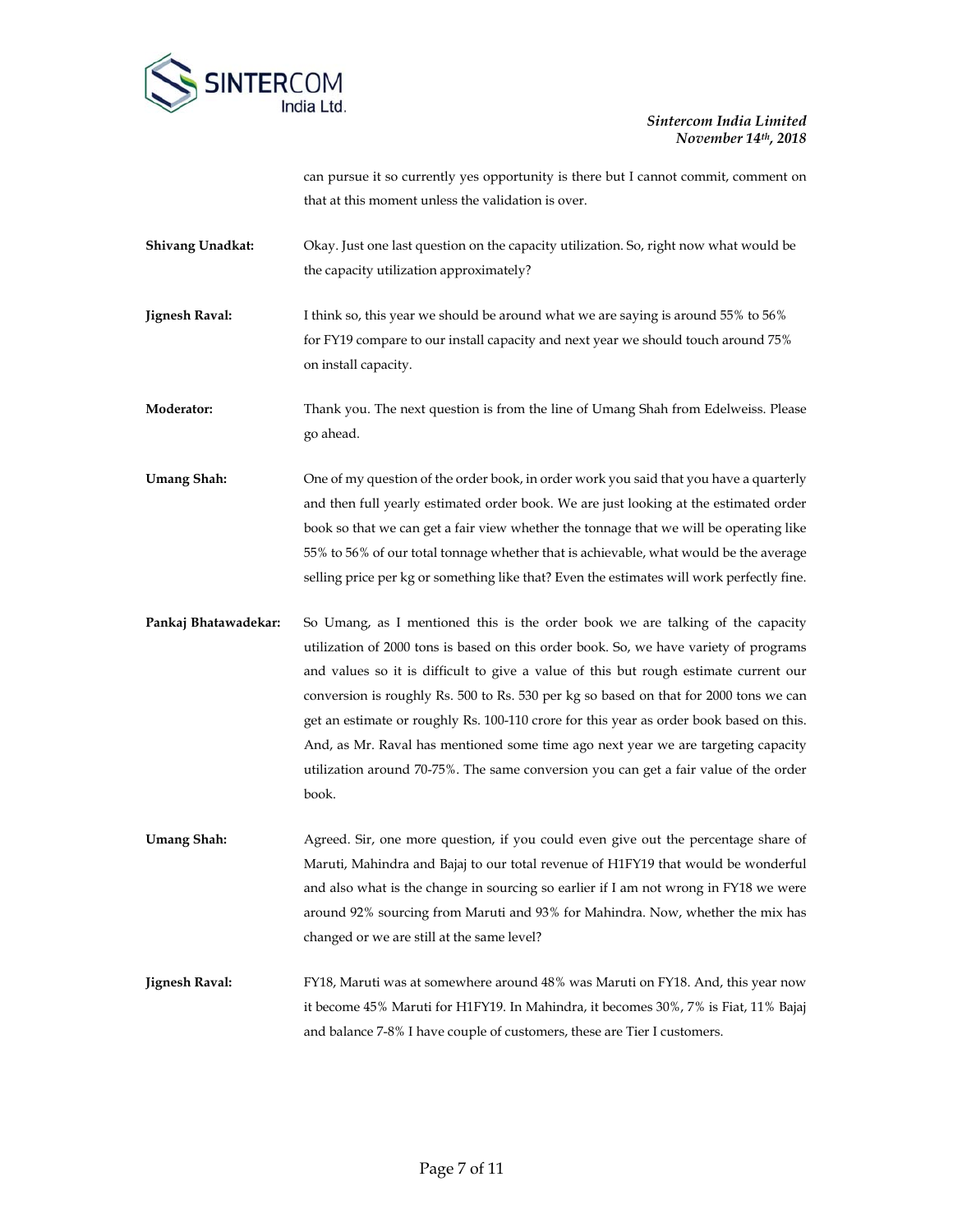can pursue it so currently yes opportunity is there but I cannot commit, comment on that at this moment unless the validation is over.

**Shivang Unadkat:** Okay. Just one last question on the capacity utilization. So, right now what would be the capacity utilization approximately?

**Jignesh Raval:** I think so, this year we should be around what we are saying is around 55% to 56% for FY19 compare to our install capacity and next year we should touch around 75% on install capacity.

**Moderator:** Thank you. The next question is from the line of Umang Shah from Edelweiss. Please go ahead.

**Umang Shah:** One of my question of the order book, in order work you said that you have a quarterly and then full yearly estimated order book. We are just looking at the estimated order book so that we can get a fair view whether the tonnage that we will be operating like 55% to 56% of our total tonnage whether that is achievable, what would be the average selling price per kg or something like that? Even the estimates will work perfectly fine.

**Pankaj Bhatawadekar:** So Umang, as I mentioned this is the order book we are talking of the capacity utilization of 2000 tons is based on this order book. So, we have variety of programs and values so it is difficult to give a value of this but rough estimate current our conversion is roughly Rs. 500 to Rs. 530 per kg so based on that for 2000 tons we can get an estimate or roughly Rs. 100-110 crore for this year as order book based on this. And, as Mr. Raval has mentioned some time ago next year we are targeting capacity utilization around 70-75%. The same conversion you can get a fair value of the order book.

**Umang Shah:** Agreed. Sir, one more question, if you could even give out the percentage share of Maruti, Mahindra and Bajaj to our total revenue of H1FY19 that would be wonderful and also what is the change in sourcing so earlier if I am not wrong in FY18 we were around 92% sourcing from Maruti and 93% for Mahindra. Now, whether the mix has changed or we are still at the same level?

**Jignesh Raval:** FY18, Maruti was at somewhere around 48% was Maruti on FY18. And, this year now it become 45% Maruti for H1FY19. In Mahindra, it becomes 30%, 7% is Fiat, 11% Bajaj and balance 7-8% I have couple of customers, these are Tier I customers.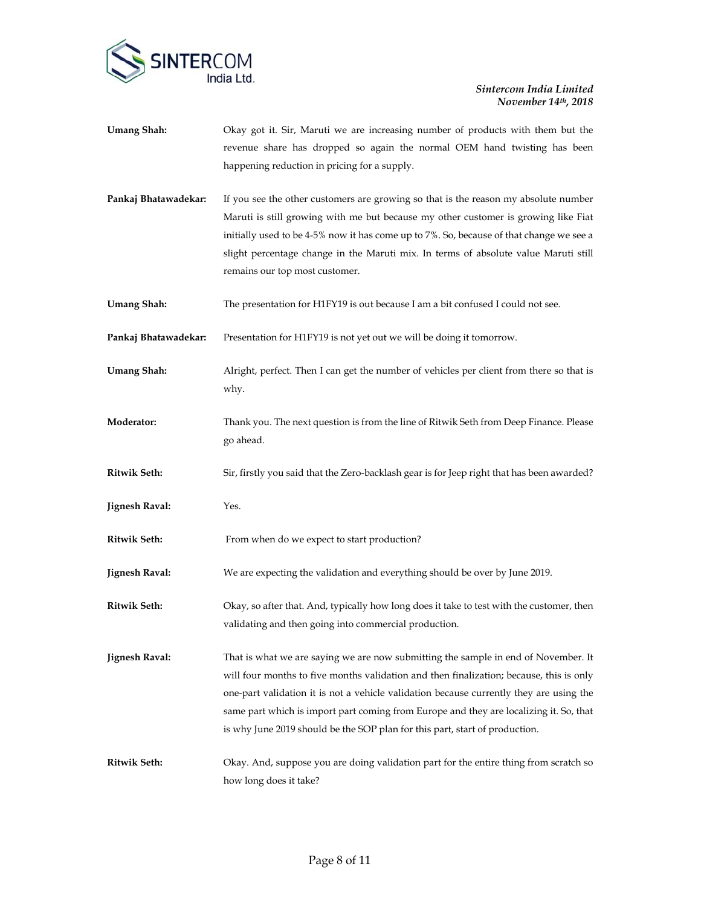**Umang Shah:** Okay got it. Sir, Maruti we are increasing number of products with them but the revenue share has dropped so again the normal OEM hand twisting has been happening reduction in pricing for a supply.

**Pankaj Bhatawadekar:** If you see the other customers are growing so that is the reason my absolute number Maruti is still growing with me but because my other customer is growing like Fiat initially used to be 4-5% now it has come up to 7%. So, because of that change we see a slight percentage change in the Maruti mix. In terms of absolute value Maruti still remains our top most customer.

**Umang Shah:** The presentation for H1FY19 is out because I am a bit confused I could not see.

**Pankaj Bhatawadekar:** Presentation for H1FY19 is not yet out we will be doing it tomorrow.

**Umang Shah:** Alright, perfect. Then I can get the number of vehicles per client from there so that is why.

**Moderator:** Thank you. The next question is from the line of Ritwik Seth from Deep Finance. Please go ahead.

**Ritwik Seth:** Sir, firstly you said that the Zero-backlash gear is for Jeep right that has been awarded?

**Jignesh Raval:** Yes.

**Ritwik Seth:** From when do we expect to start production?

**Jignesh Raval:** We are expecting the validation and everything should be over by June 2019.

**Ritwik Seth:** Okay, so after that. And, typically how long does it take to test with the customer, then validating and then going into commercial production.

**Jignesh Raval:** That is what we are saying we are now submitting the sample in end of November. It will four months to five months validation and then finalization; because, this is only one-part validation it is not a vehicle validation because currently they are using the same part which is import part coming from Europe and they are localizing it. So, that is why June 2019 should be the SOP plan for this part, start of production.

**Ritwik Seth:** Okay. And, suppose you are doing validation part for the entire thing from scratch so how long does it take?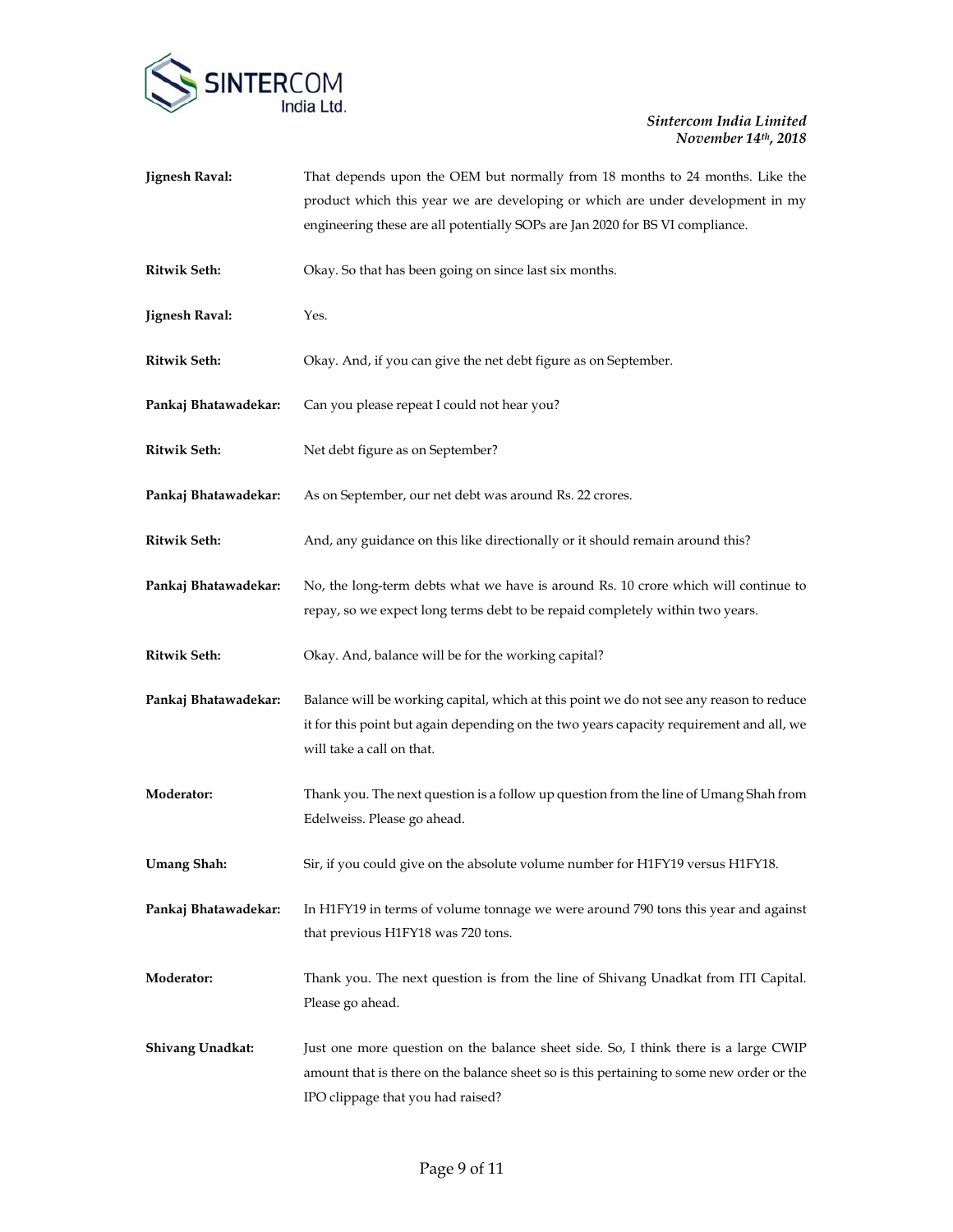**Jignesh Raval:** That depends upon the OEM but normally from 18 months to 24 months. Like the product which this year we are developing or which are under development in my engineering these are all potentially SOPs are Jan 2020 for BS VI compliance.

**Ritwik Seth:** Okay. So that has been going on since last six months.

**Jignesh Raval:** Yes.

**Ritwik Seth:** Okay. And, if you can give the net debt figure as on September.

**Pankaj Bhatawadekar:** Can you please repeat I could not hear you?

**Ritwik Seth:** Net debt figure as on September?

**Pankaj Bhatawadekar:** As on September, our net debt was around Rs. 22 crores.

**Ritwik Seth:** And, any guidance on this like directionally or it should remain around this?

**Pankaj Bhatawadekar:** No, the long-term debts what we have is around Rs. 10 crore which will continue to repay, so we expect long terms debt to be repaid completely within two years.

**Ritwik Seth:** Okay. And, balance will be for the working capital?

**Pankaj Bhatawadekar:** Balance will be working capital, which at this point we do not see any reason to reduce it for this point but again depending on the two years capacity requirement and all, we will take a call on that.

**Moderator:** Thank you. The next question is a follow up question from the line of Umang Shah from Edelweiss. Please go ahead.

**Umang Shah:** Sir, if you could give on the absolute volume number for H1FY19 versus H1FY18.

**Pankaj Bhatawadekar:** In H1FY19 in terms of volume tonnage we were around 790 tons this year and against that previous H1FY18 was 720 tons.

**Moderator:** Thank you. The next question is from the line of Shivang Unadkat from ITI Capital. Please go ahead.

**Shivang Unadkat:** Just one more question on the balance sheet side. So, I think there is a large CWIP amount that is there on the balance sheet so is this pertaining to some new order or the IPO clippage that you had raised?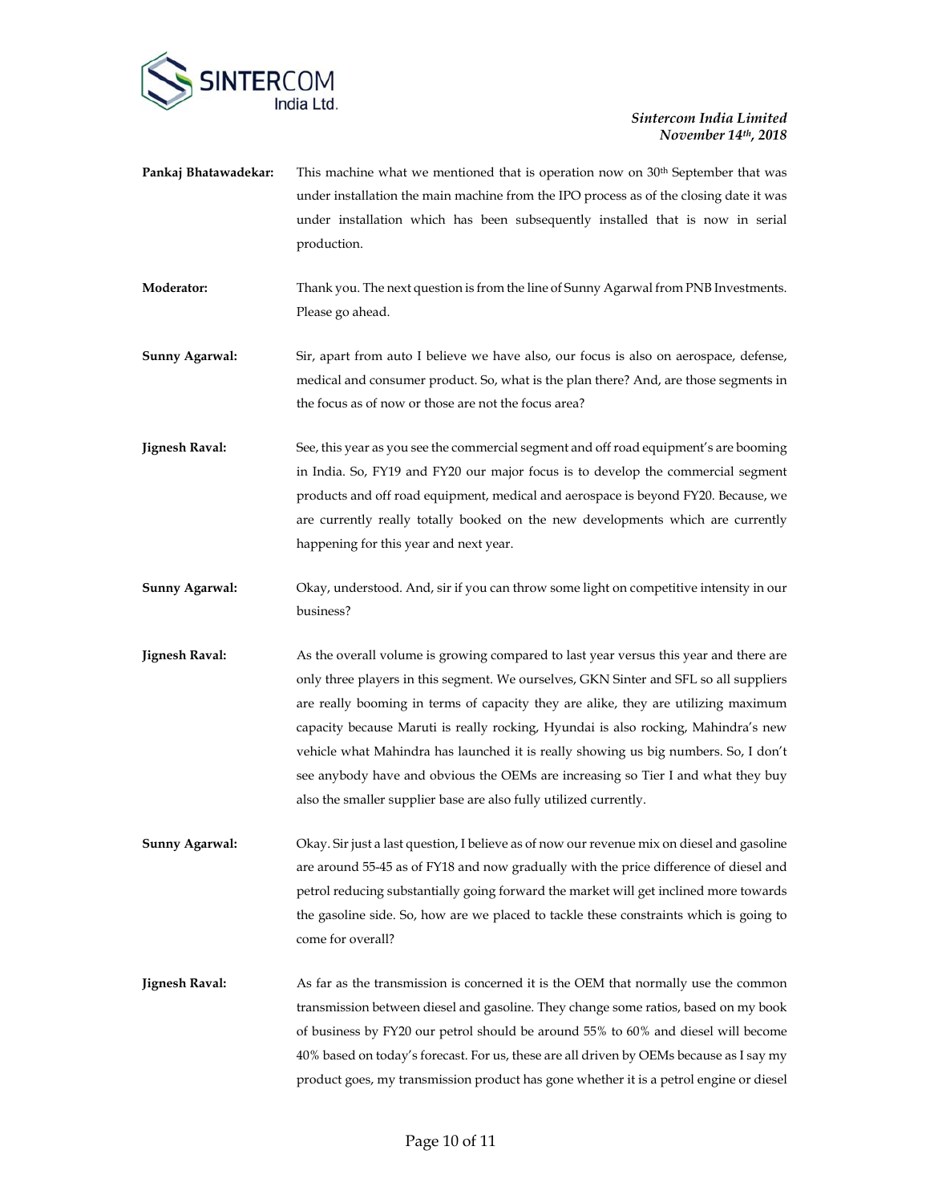**Pankaj Bhatawadekar:** This machine what we mentioned that is operation now on 30th September that was under installation the main machine from the IPO process as of the closing date it was under installation which has been subsequently installed that is now in serial production.

**Moderator:** Thank you. The next question is from the line of Sunny Agarwal from PNB Investments. Please go ahead.

**Sunny Agarwal:** Sir, apart from auto I believe we have also, our focus is also on aerospace, defense, medical and consumer product. So, what is the plan there? And, are those segments in the focus as of now or those are not the focus area?

**Jignesh Raval:** See, this year as you see the commercial segment and off road equipment's are booming in India. So, FY19 and FY20 our major focus is to develop the commercial segment products and off road equipment, medical and aerospace is beyond FY20. Because, we are currently really totally booked on the new developments which are currently happening for this year and next year.

**Sunny Agarwal:** Okay, understood. And, sir if you can throw some light on competitive intensity in our business?

**Jignesh Raval:** As the overall volume is growing compared to last year versus this year and there are only three players in this segment. We ourselves, GKN Sinter and SFL so all suppliers are really booming in terms of capacity they are alike, they are utilizing maximum capacity because Maruti is really rocking, Hyundai is also rocking, Mahindra's new vehicle what Mahindra has launched it is really showing us big numbers. So, I don't see anybody have and obvious the OEMs are increasing so Tier I and what they buy also the smaller supplier base are also fully utilized currently.

**Sunny Agarwal:** Okay. Sir just a last question, I believe as of now our revenue mix on diesel and gasoline are around 55-45 as of FY18 and now gradually with the price difference of diesel and petrol reducing substantially going forward the market will get inclined more towards the gasoline side. So, how are we placed to tackle these constraints which is going to come for overall?

**Jignesh Raval:** As far as the transmission is concerned it is the OEM that normally use the common transmission between diesel and gasoline. They change some ratios, based on my book of business by FY20 our petrol should be around 55% to 60% and diesel will become 40% based on today's forecast. For us, these are all driven by OEMs because as I say my product goes, my transmission product has gone whether it is a petrol engine or diesel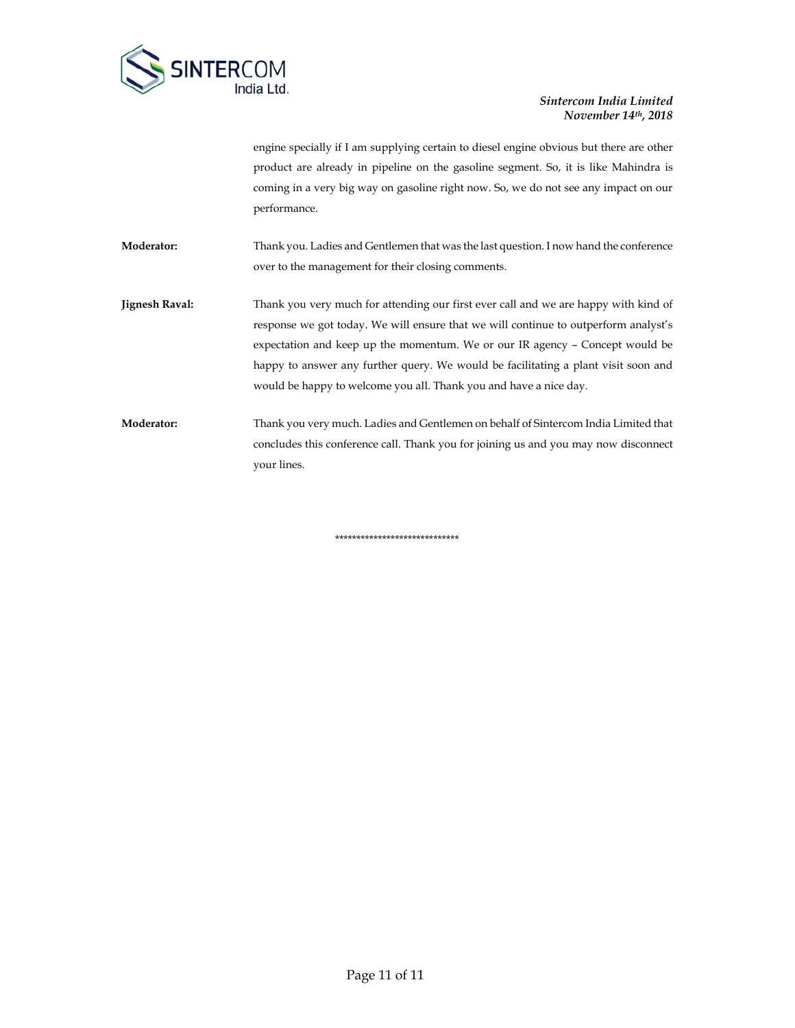engine specially if I am supplying certain to diesel engine obvious but there are other product are already in pipeline on the gasoline segment. So, it is like Mahindra is coming in a very big way on gasoline right now. So, we do not see any impact on our performance.

**Moderator:** Thank you. Ladies and Gentlemen that was the last question. I now hand the conference over to the management for their closing comments.

**Jignesh Raval:** Thank you very much for attending our first ever call and we are happy with kind of response we got today. We will ensure that we will continue to outperform analyst's expectation and keep up the momentum. We or our IR agency – Concept would be happy to answer any further query. We would be facilitating a plant visit soon and would be happy to welcome you all. Thank you and have a nice day.

**Moderator:** Thank you very much. Ladies and Gentlemen on behalf of Sintercom India Limited that concludes this conference call. Thank you for joining us and you may now disconnect your lines.

*****************************